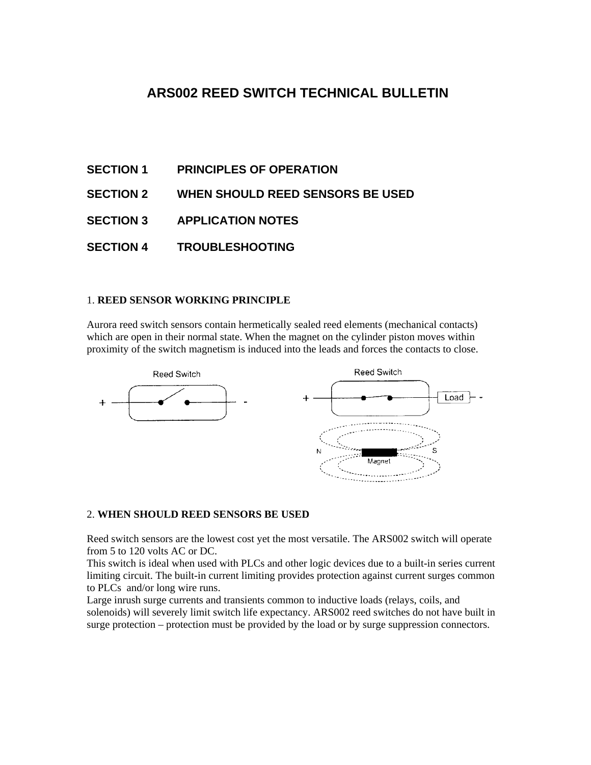# ARS002 REED SWITCH TECHNICAL BULLETIN

**SECTION 1 PRINCIPLES OF OPERATION**

**SECTION 2 WHEN SHOULD REED SENSORS BE USED**

**SECTION 3 APPLICATION NOTES**

**SECTION 4 TROUBLESHOOTING**

## 1. REED SENSOR WORKING PRINCIPLE

Aurora reed switch sensors contain hermetically sealed reed elements (mechanical contacts) which are open in their normal state. When the magnet on the cylinder piston moves within proximity of the switch magnetism is induced into the leads and forces the contacts to close.

## 2. WHEN SHOULD REED SENSORS BE USED

Reed switch sensors are the lowest cost yet the most versatile. The ARS002 switch will operate from 5 to 120 volts AC or DC.

This switch is ideal when used with PLCs and other logic devices due to a built-in series current limiting circuit. The built-in current limiting provides protection against current surges common to PLCs and/or long wire runs.

Large inrush surge currents and transients common to inductive loads (relays, coils, and solenoids) will severely limit switch life expectancy. ARS002 reed switches do not have built in surge protection – protection must be provided by the load or by surge suppression connectors.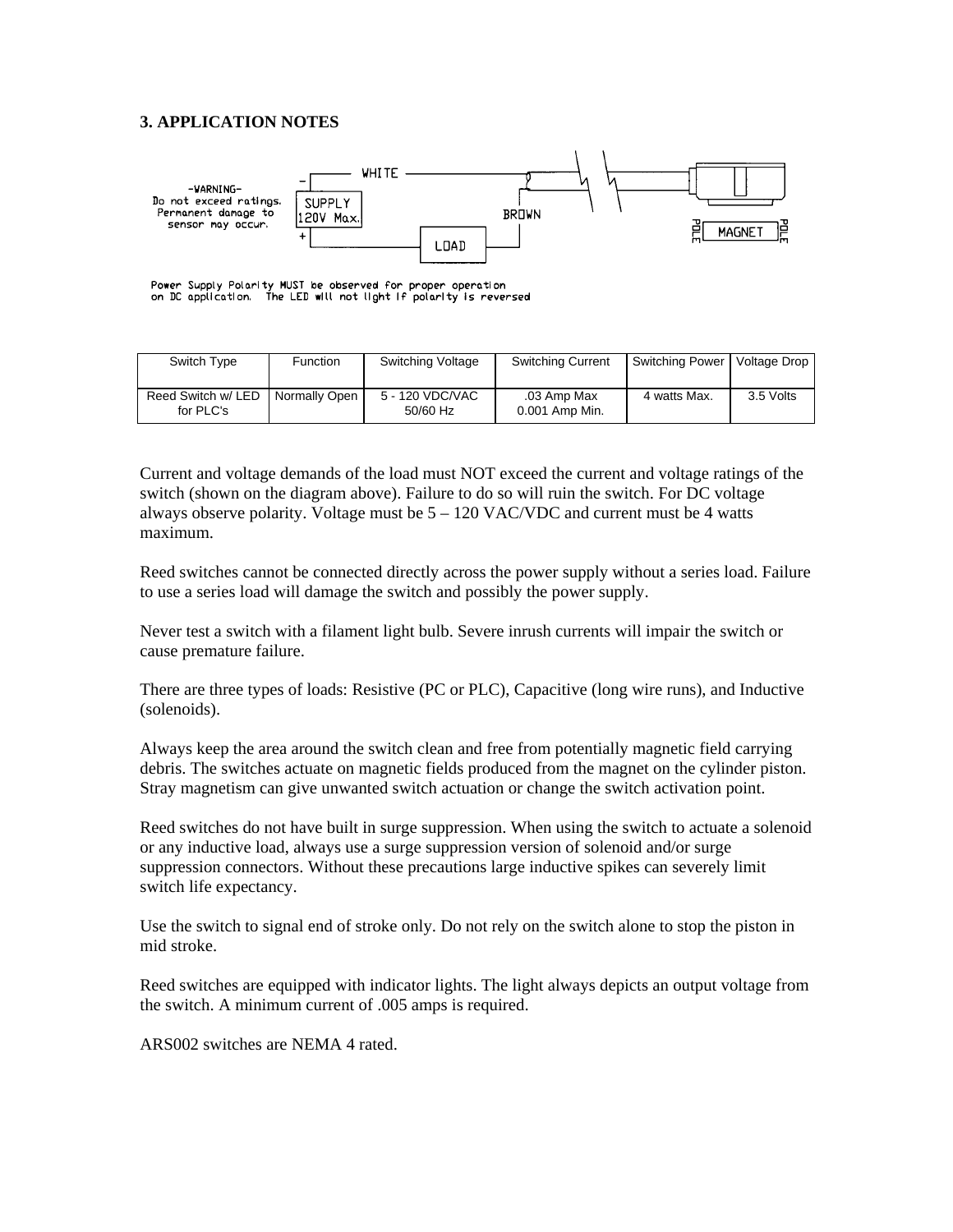## 3. APPLICATION NOTES

-WARNING-
Do not exceed ratings.
Permanent damage to
sensor may occur.

Power Supply Polarity MUST be observed for proper operation on DC application. The LED will not light if polarity is reversed

| Switch Type | Function | Switching Voltage | Switching Current | Switching Power | Voltage Drop |
|---|---|---|---|---|---|
| Reed Switch w/ LED for PLC's | Normally Open | 5 - 120 VDC/VAC 50/60 Hz | .03 Amp Max 0.001 Amp Min. | 4 watts Max. | 3.5 Volts |

Current and voltage demands of the load must NOT exceed the current and voltage ratings of the switch (shown on the diagram above). Failure to do so will ruin the switch. For DC voltage always observe polarity. Voltage must be 5 – 120 VAC/VDC and current must be 4 watts maximum.

Reed switches cannot be connected directly across the power supply without a series load. Failure to use a series load will damage the switch and possibly the power supply.

Never test a switch with a filament light bulb. Severe inrush currents will impair the switch or cause premature failure.

There are three types of loads: Resistive (PC or PLC), Capacitive (long wire runs), and Inductive (solenoids).

Always keep the area around the switch clean and free from potentially magnetic field carrying debris. The switches actuate on magnetic fields produced from the magnet on the cylinder piston. Stray magnetism can give unwanted switch actuation or change the switch activation point.

Reed switches do not have built in surge suppression. When using the switch to actuate a solenoid or any inductive load, always use a surge suppression version of solenoid and/or surge suppression connectors. Without these precautions large inductive spikes can severely limit switch life expectancy.

Use the switch to signal end of stroke only. Do not rely on the switch alone to stop the piston in mid stroke.

Reed switches are equipped with indicator lights. The light always depicts an output voltage from the switch. A minimum current of .005 amps is required.

ARS002 switches are NEMA 4 rated.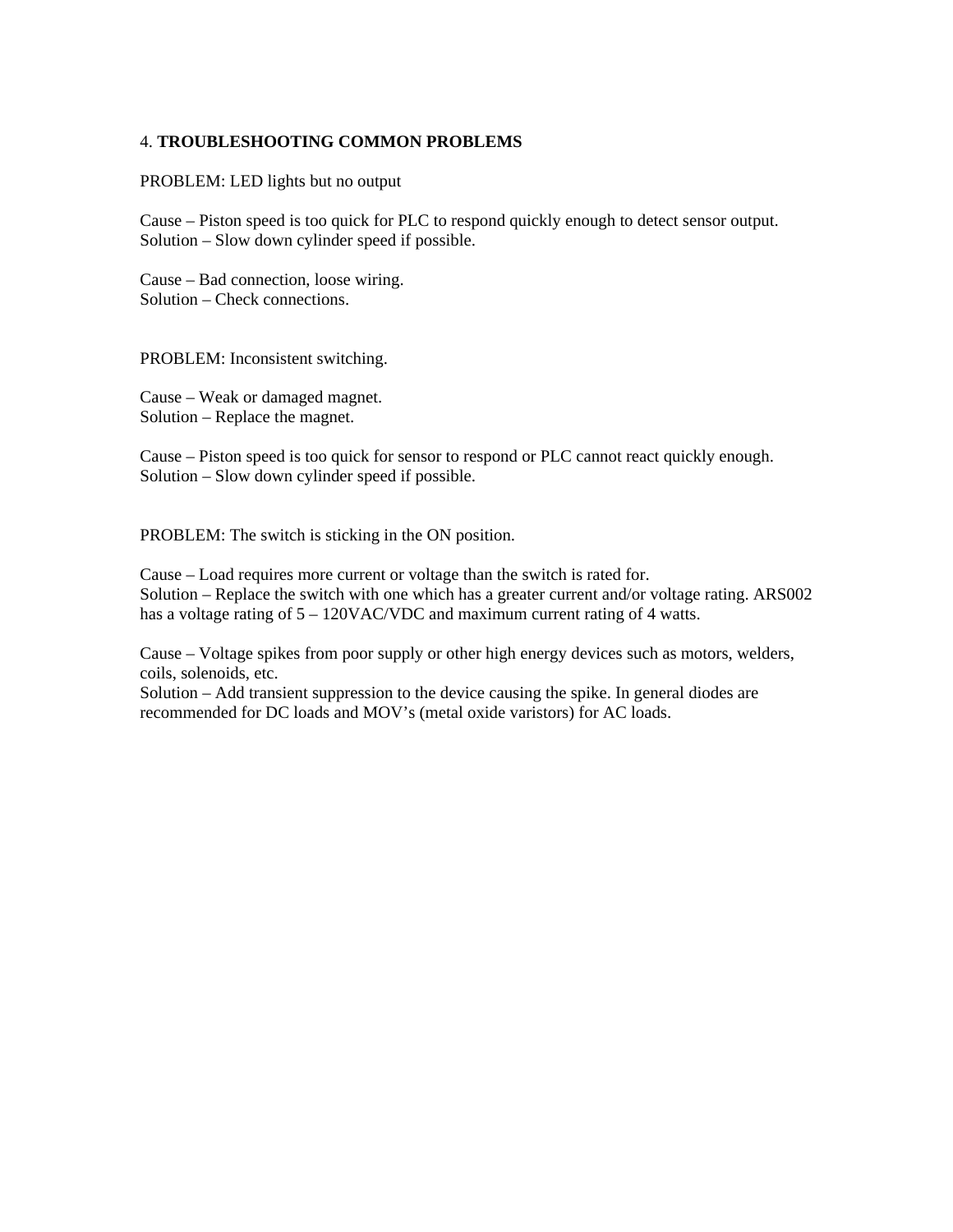## 4. **TROUBLESHOOTING COMMON PROBLEMS**

PROBLEM: LED lights but no output

Cause – Piston speed is too quick for PLC to respond quickly enough to detect sensor output.
Solution – Slow down cylinder speed if possible.

Cause – Bad connection, loose wiring.
Solution – Check connections.

PROBLEM: Inconsistent switching.

Cause – Weak or damaged magnet.
Solution – Replace the magnet.

Cause – Piston speed is too quick for sensor to respond or PLC cannot react quickly enough.
Solution – Slow down cylinder speed if possible.

PROBLEM: The switch is sticking in the ON position.

Cause – Load requires more current or voltage than the switch is rated for.
Solution – Replace the switch with one which has a greater current and/or voltage rating. ARS002 has a voltage rating of 5 – 120VAC/VDC and maximum current rating of 4 watts.

Cause – Voltage spikes from poor supply or other high energy devices such as motors, welders, coils, solenoids, etc.
Solution – Add transient suppression to the device causing the spike. In general diodes are recommended for DC loads and MOV's (metal oxide varistors) for AC loads.